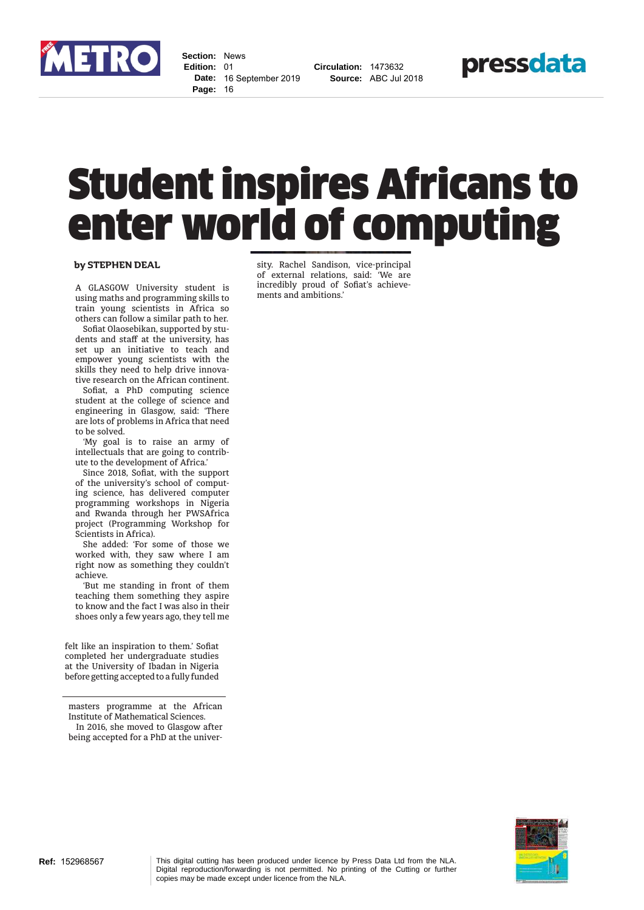Section: News
Edition: 01
Date: 16 September 2019
Page: 16

Circulation: 1473632
Source: ABC Jul 2018

# Student inspires Africans to enter world of computing

**by STEPHEN DEAL**

A GLASGOW University student is using maths and programming skills to train young scientists in Africa so others can follow a similar path to her.

Sofiat Olaosebikan, supported by students and staff at the university, has set up an initiative to teach and empower young scientists with the skills they need to help drive innovative research on the African continent.

Sofiat, a PhD computing science student at the college of science and engineering in Glasgow, said: 'There are lots of problems in Africa that need to be solved.

'My goal is to raise an army of intellectuals that are going to contribute to the development of Africa.'

Since 2018, Sofiat, with the support of the university's school of computing science, has delivered computer programming workshops in Nigeria and Rwanda through her PWSAfrica project (Programming Workshop for Scientists in Africa).

She added: 'For some of those we worked with, they saw where I am right now as something they couldn't achieve.

'But me standing in front of them teaching them something they aspire to know and the fact I was also in their shoes only a few years ago, they tell me felt like an inspiration to them.' Sofiat completed her undergraduate studies at the University of Ibadan in Nigeria before getting accepted to a fully funded masters programme at the African Institute of Mathematical Sciences.

In 2016, she moved to Glasgow after being accepted for a PhD at the university. Rachel Sandison, vice-principal of external relations, said: 'We are incredibly proud of Sofiat's achievements and ambitions.'

Ref: 152968567

This digital cutting has been produced under licence by Press Data Ltd from the NLA. Digital reproduction/forwarding is not permitted. No printing of the Cutting or further copies may be made except under licence from the NLA.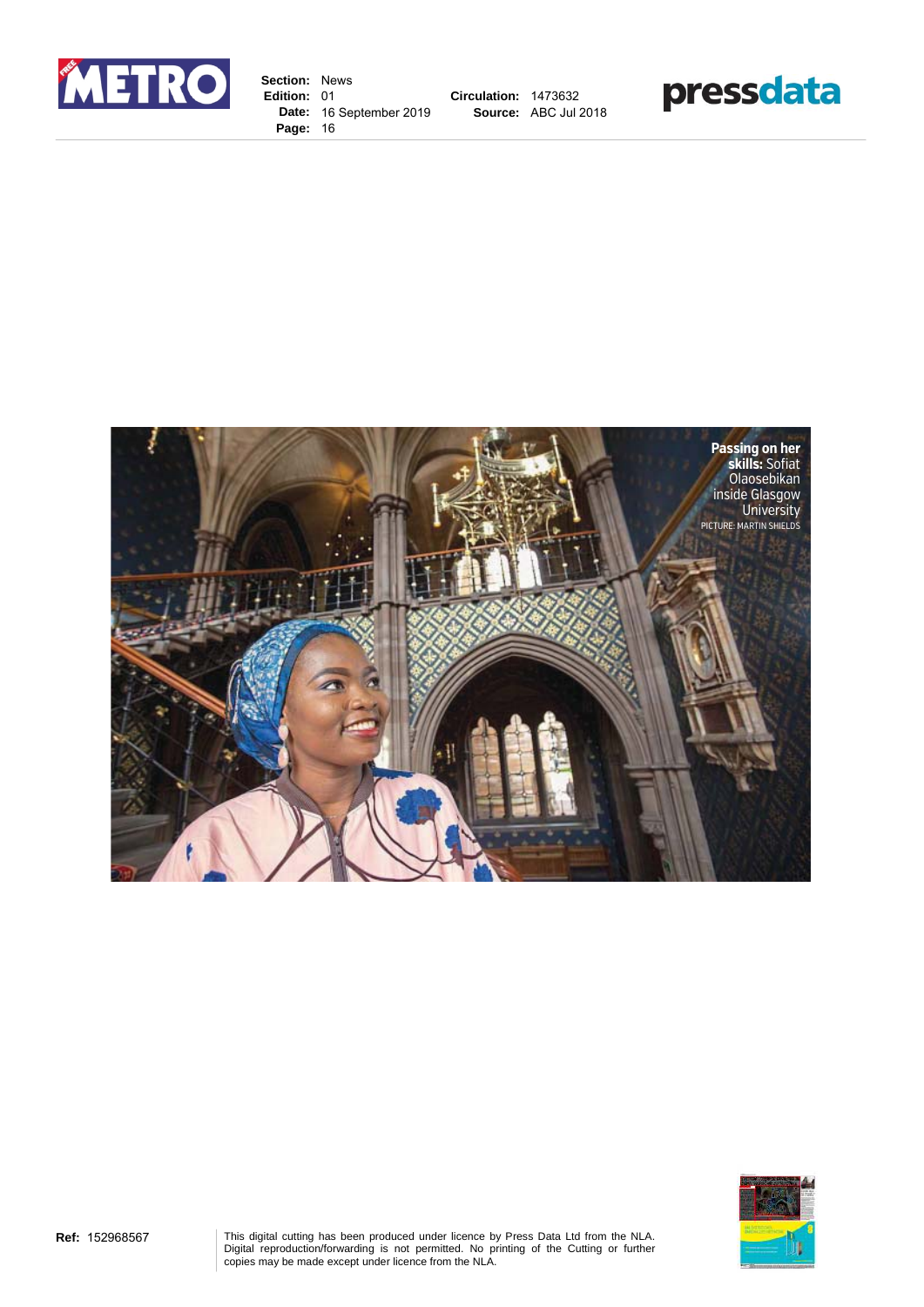**Passing on her skills:** Sofiat Olaosebikan inside Glasgow University

PICTURE: MARTIN SHIELDS